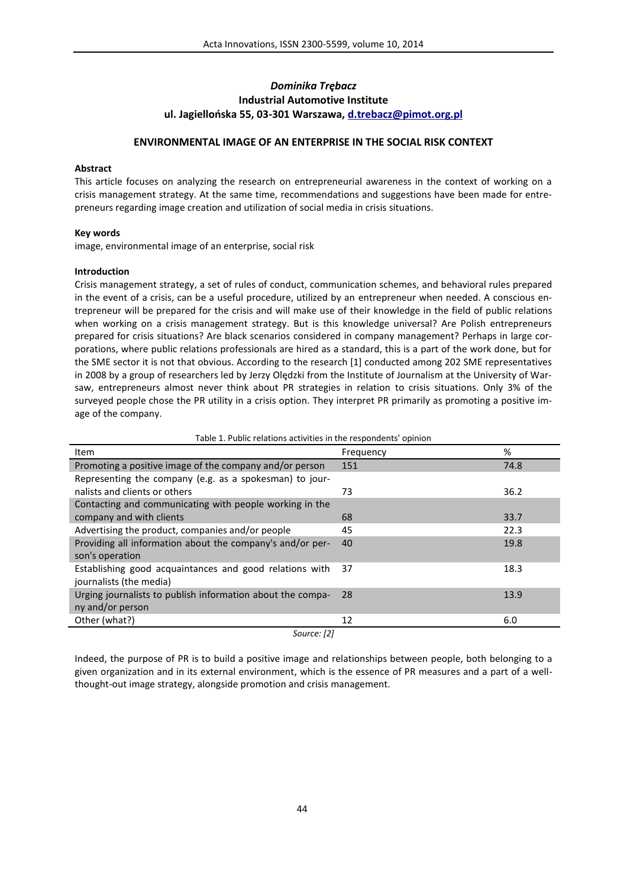*Dominika Trębacz*
**Industrial Automotive Institute**
**ul. Jagiellońska 55, 03-301 Warszawa, d.trebacz@pimot.org.pl**

# ENVIRONMENTAL IMAGE OF AN ENTERPRISE IN THE SOCIAL RISK CONTEXT

### Abstract

This article focuses on analyzing the research on entrepreneurial awareness in the context of working on a crisis management strategy. At the same time, recommendations and suggestions have been made for entrepreneurs regarding image creation and utilization of social media in crisis situations.

### Key words

image, environmental image of an enterprise, social risk

### Introduction

Crisis management strategy, a set of rules of conduct, communication schemes, and behavioral rules prepared in the event of a crisis, can be a useful procedure, utilized by an entrepreneur when needed. A conscious entrepreneur will be prepared for the crisis and will make use of their knowledge in the field of public relations when working on a crisis management strategy. But is this knowledge universal? Are Polish entrepreneurs prepared for crisis situations? Are black scenarios considered in company management? Perhaps in large corporations, where public relations professionals are hired as a standard, this is a part of the work done, but for the SME sector it is not that obvious. According to the research [1] conducted among 202 SME representatives in 2008 by a group of researchers led by Jerzy Olędzki from the Institute of Journalism at the University of Warsaw, entrepreneurs almost never think about PR strategies in relation to crisis situations. Only 3% of the surveyed people chose the PR utility in a crisis option. They interpret PR primarily as promoting a positive image of the company.

Table 1. Public relations activities in the respondents' opinion

| Item | Frequency | % |
|---|---|---|
| Promoting a positive image of the company and/or person | 151 | 74.8 |
| Representing the company (e.g. as a spokesman) to journalists and clients or others | 73 | 36.2 |
| Contacting and communicating with people working in the company and with clients | 68 | 33.7 |
| Advertising the product, companies and/or people | 45 | 22.3 |
| Providing all information about the company's and/or person's operation | 40 | 19.8 |
| Establishing good acquaintances and good relations with journalists (the media) | 37 | 18.3 |
| Urging journalists to publish information about the company and/or person | 28 | 13.9 |
| Other (what?) | 12 | 6.0 |

*Source: [2]*

Indeed, the purpose of PR is to build a positive image and relationships between people, both belonging to a given organization and in its external environment, which is the essence of PR measures and a part of a well-thought-out image strategy, alongside promotion and crisis management.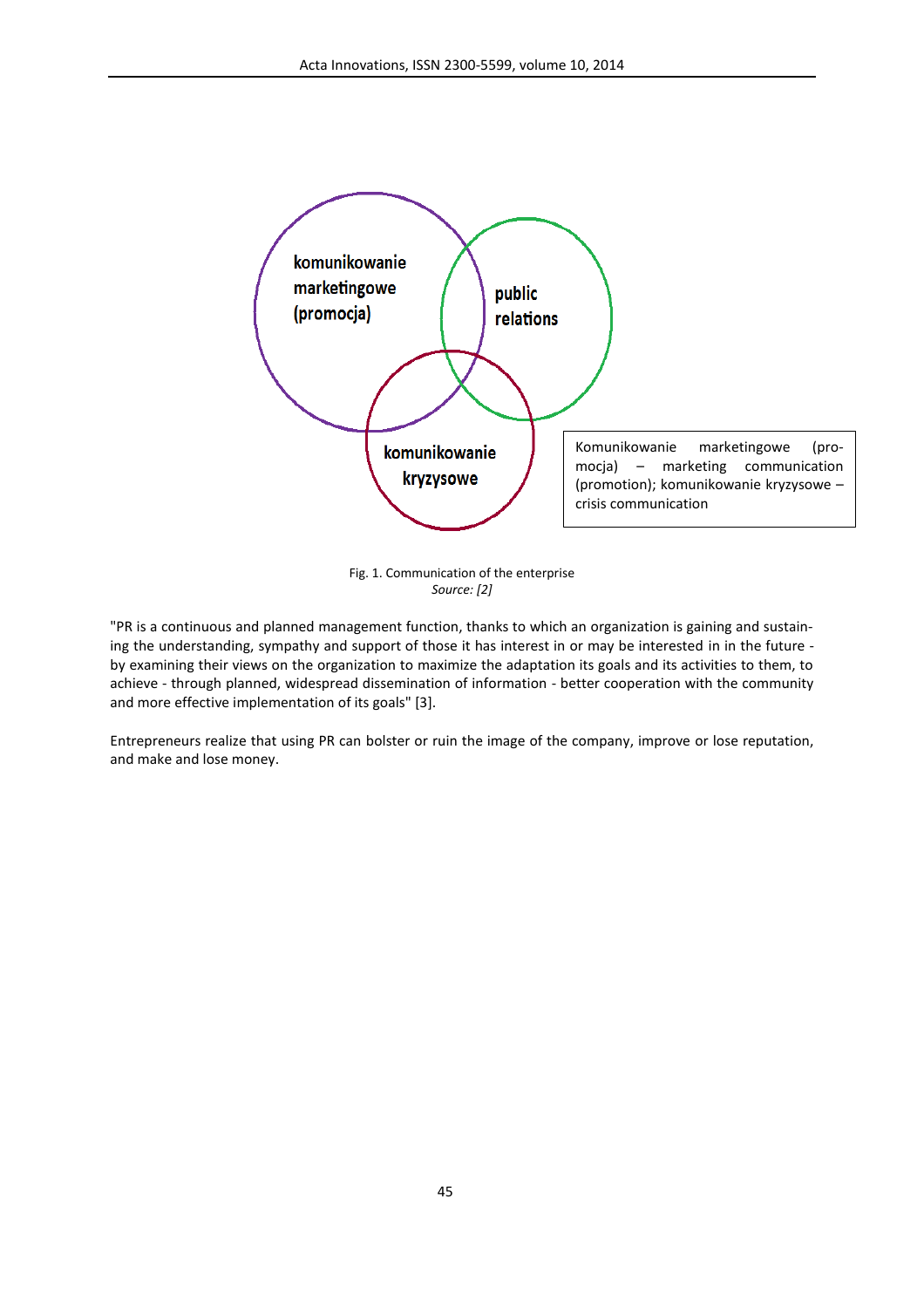komunikowanie marketingowe (promocja)

public relations

komunikowanie kryzysowe

Komunikowanie marketingowe (promocja) – marketing communication (promotion); komunikowanie kryzysowe – crisis communication

Fig. 1. Communication of the enterprise
*Source: [2]*

"PR is a continuous and planned management function, thanks to which an organization is gaining and sustaining the understanding, sympathy and support of those it has interest in or may be interested in in the future - by examining their views on the organization to maximize the adaptation its goals and its activities to them, to achieve - through planned, widespread dissemination of information - better cooperation with the community and more effective implementation of its goals" [3].

Entrepreneurs realize that using PR can bolster or ruin the image of the company, improve or lose reputation, and make and lose money.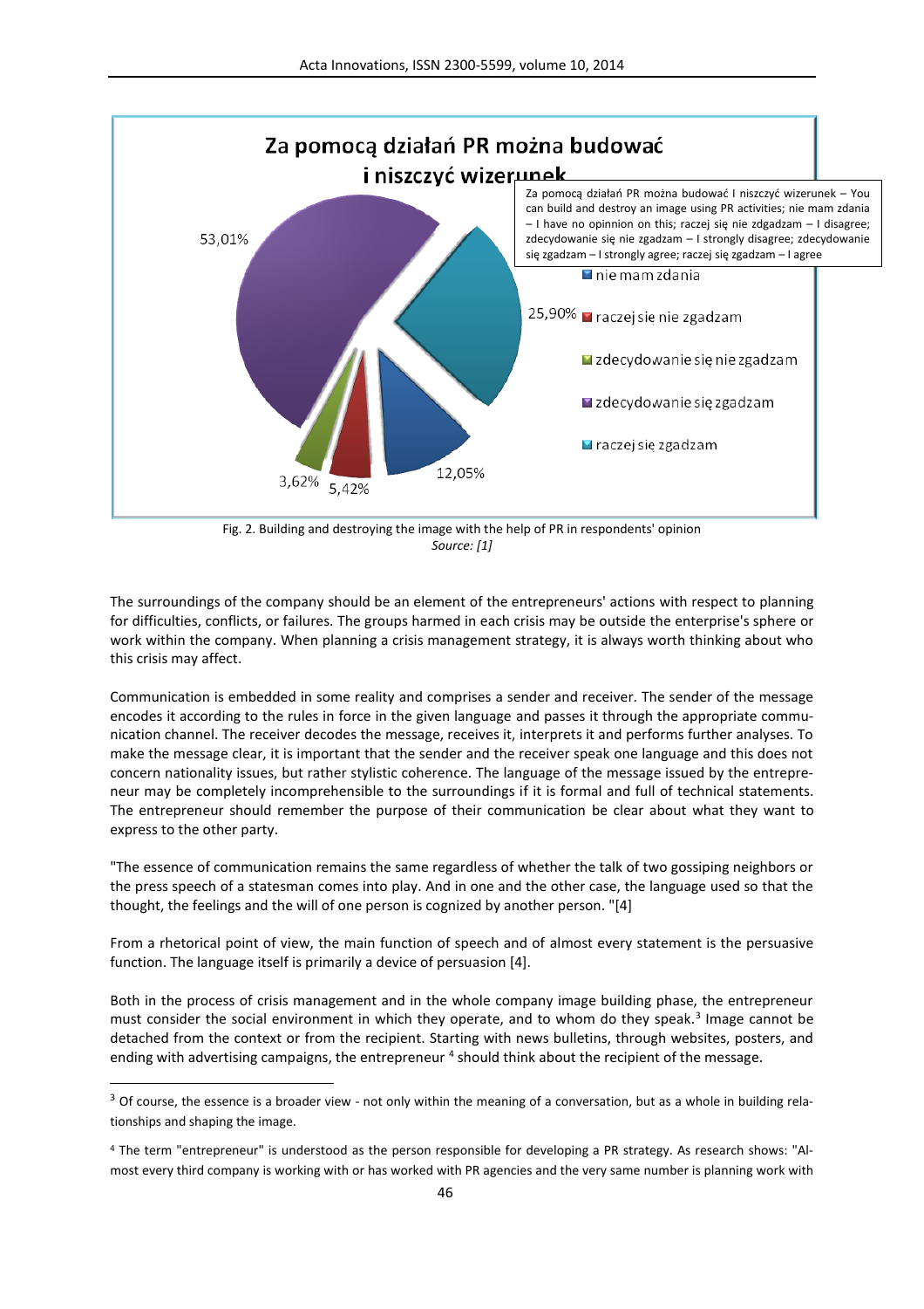Za pomocą działań PR można budować i niszczyć wizerunek

Za pomocą działań PR można budować I niszczyć wizerunek – You can build and destroy an image using PR activities; nie mam zdania – I have no opinnion on this; raczej się nie zdgadzam – I disagree; zdecydowanie się nie zgadzam – I strongly disagree; zdecydowanie się zgadzam – I strongly agree; raczej się zgadzam – I agree

- nie mam zdania
- raczej się nie zgadzam
- zdecydowanie się nie zgadzam
- zdecydowanie się zgadzam
- raczej się zgadzam

53,01%; 25,90%; 12,05%; 5,42%; 3,62%

Fig. 2. Building and destroying the image with the help of PR in respondents' opinion
*Source: [1]*

The surroundings of the company should be an element of the entrepreneurs' actions with respect to planning for difficulties, conflicts, or failures. The groups harmed in each crisis may be outside the enterprise's sphere or work within the company. When planning a crisis management strategy, it is always worth thinking about who this crisis may affect.

Communication is embedded in some reality and comprises a sender and receiver. The sender of the message encodes it according to the rules in force in the given language and passes it through the appropriate communication channel. The receiver decodes the message, receives it, interprets it and performs further analyses. To make the message clear, it is important that the sender and the receiver speak one language and this does not concern nationality issues, but rather stylistic coherence. The language of the message issued by the entrepreneur may be completely incomprehensible to the surroundings if it is formal and full of technical statements. The entrepreneur should remember the purpose of their communication be clear about what they want to express to the other party.

"The essence of communication remains the same regardless of whether the talk of two gossiping neighbors or the press speech of a statesman comes into play. And in one and the other case, the language used so that the thought, the feelings and the will of one person is cognized by another person. "[4]

From a rhetorical point of view, the main function of speech and of almost every statement is the persuasive function. The language itself is primarily a device of persuasion [4].

Both in the process of crisis management and in the whole company image building phase, the entrepreneur must consider the social environment in which they operate, and to whom do they speak.[3] Image cannot be detached from the context or from the recipient. Starting with news bulletins, through websites, posters, and ending with advertising campaigns, the entrepreneur [4] should think about the recipient of the message.

---

[3] Of course, the essence is a broader view - not only within the meaning of a conversation, but as a whole in building relationships and shaping the image.

[4] The term "entrepreneur" is understood as the person responsible for developing a PR strategy. As research shows: "Almost every third company is working with or has worked with PR agencies and the very same number is planning work with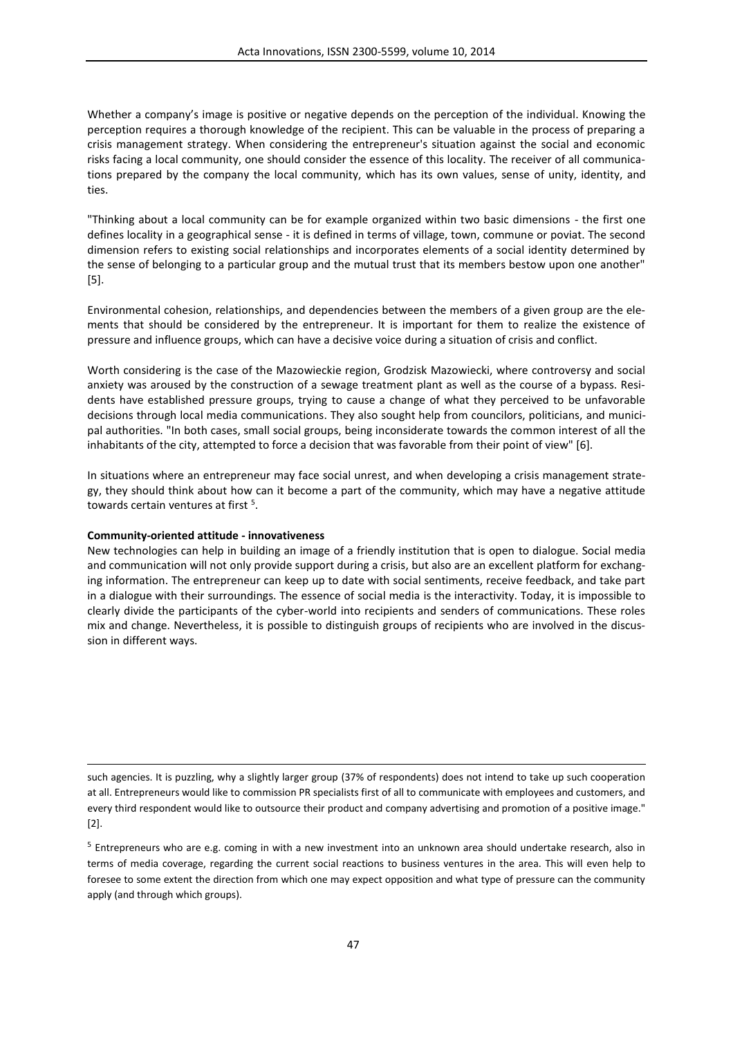Whether a company's image is positive or negative depends on the perception of the individual. Knowing the perception requires a thorough knowledge of the recipient. This can be valuable in the process of preparing a crisis management strategy. When considering the entrepreneur's situation against the social and economic risks facing a local community, one should consider the essence of this locality. The receiver of all communications prepared by the company the local community, which has its own values, sense of unity, identity, and ties.

"Thinking about a local community can be for example organized within two basic dimensions - the first one defines locality in a geographical sense - it is defined in terms of village, town, commune or poviat. The second dimension refers to existing social relationships and incorporates elements of a social identity determined by the sense of belonging to a particular group and the mutual trust that its members bestow upon one another" [5].

Environmental cohesion, relationships, and dependencies between the members of a given group are the elements that should be considered by the entrepreneur. It is important for them to realize the existence of pressure and influence groups, which can have a decisive voice during a situation of crisis and conflict.

Worth considering is the case of the Mazowieckie region, Grodzisk Mazowiecki, where controversy and social anxiety was aroused by the construction of a sewage treatment plant as well as the course of a bypass. Residents have established pressure groups, trying to cause a change of what they perceived to be unfavorable decisions through local media communications. They also sought help from councilors, politicians, and municipal authorities. "In both cases, small social groups, being inconsiderate towards the common interest of all the inhabitants of the city, attempted to force a decision that was favorable from their point of view" [6].

In situations where an entrepreneur may face social unrest, and when developing a crisis management strategy, they should think about how can it become a part of the community, which may have a negative attitude towards certain ventures at first [5].

**Community-oriented attitude - innovativeness**

New technologies can help in building an image of a friendly institution that is open to dialogue. Social media and communication will not only provide support during a crisis, but also are an excellent platform for exchanging information. The entrepreneur can keep up to date with social sentiments, receive feedback, and take part in a dialogue with their surroundings. The essence of social media is the interactivity. Today, it is impossible to clearly divide the participants of the cyber-world into recipients and senders of communications. These roles mix and change. Nevertheless, it is possible to distinguish groups of recipients who are involved in the discussion in different ways.

---

such agencies. It is puzzling, why a slightly larger group (37% of respondents) does not intend to take up such cooperation at all. Entrepreneurs would like to commission PR specialists first of all to communicate with employees and customers, and every third respondent would like to outsource their product and company advertising and promotion of a positive image." [2].

[5] Entrepreneurs who are e.g. coming in with a new investment into an unknown area should undertake research, also in terms of media coverage, regarding the current social reactions to business ventures in the area. This will even help to foresee to some extent the direction from which one may expect opposition and what type of pressure can the community apply (and through which groups).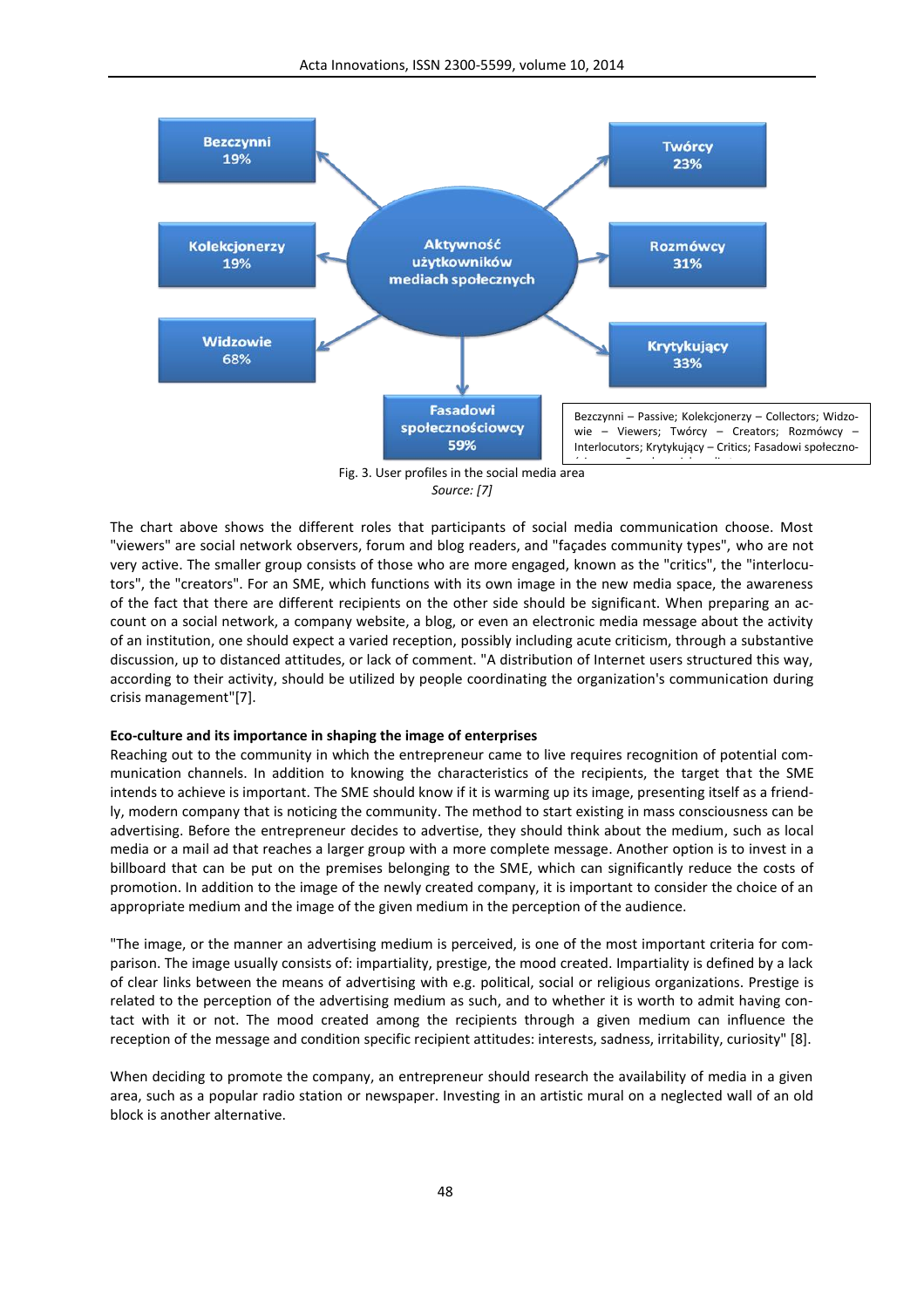Bezczynni 19%

Twórcy 23%

Kolekcjonerzy 19%

Aktywność użytkowników mediach społecznych

Rozmówcy 31%

Widzowie 68%

Krytykujący 33%

Fasadowi społecznościowcy 59%

Bezczynni – Passive; Kolekcjonerzy – Collectors; Widzowie – Viewers; Twórcy – Creators; Rozmówcy – Interlocutors; Krytykujący – Critics; Fasadowi społeczno-

Fig. 3. User profiles in the social media area

*Source: [7]*

The chart above shows the different roles that participants of social media communication choose. Most "viewers" are social network observers, forum and blog readers, and "façades community types", who are not very active. The smaller group consists of those who are more engaged, known as the "critics", the "interlocutors", the "creators". For an SME, which functions with its own image in the new media space, the awareness of the fact that there are different recipients on the other side should be significant. When preparing an account on a social network, a company website, a blog, or even an electronic media message about the activity of an institution, one should expect a varied reception, possibly including acute criticism, through a substantive discussion, up to distanced attitudes, or lack of comment. "A distribution of Internet users structured this way, according to their activity, should be utilized by people coordinating the organization's communication during crisis management"[7].

**Eco-culture and its importance in shaping the image of enterprises**

Reaching out to the community in which the entrepreneur came to live requires recognition of potential communication channels. In addition to knowing the characteristics of the recipients, the target that the SME intends to achieve is important. The SME should know if it is warming up its image, presenting itself as a friendly, modern company that is noticing the community. The method to start existing in mass consciousness can be advertising. Before the entrepreneur decides to advertise, they should think about the medium, such as local media or a mail ad that reaches a larger group with a more complete message. Another option is to invest in a billboard that can be put on the premises belonging to the SME, which can significantly reduce the costs of promotion. In addition to the image of the newly created company, it is important to consider the choice of an appropriate medium and the image of the given medium in the perception of the audience.

"The image, or the manner an advertising medium is perceived, is one of the most important criteria for comparison. The image usually consists of: impartiality, prestige, the mood created. Impartiality is defined by a lack of clear links between the means of advertising with e.g. political, social or religious organizations. Prestige is related to the perception of the advertising medium as such, and to whether it is worth to admit having contact with it or not. The mood created among the recipients through a given medium can influence the reception of the message and condition specific recipient attitudes: interests, sadness, irritability, curiosity" [8].

When deciding to promote the company, an entrepreneur should research the availability of media in a given area, such as a popular radio station or newspaper. Investing in an artistic mural on a neglected wall of an old block is another alternative.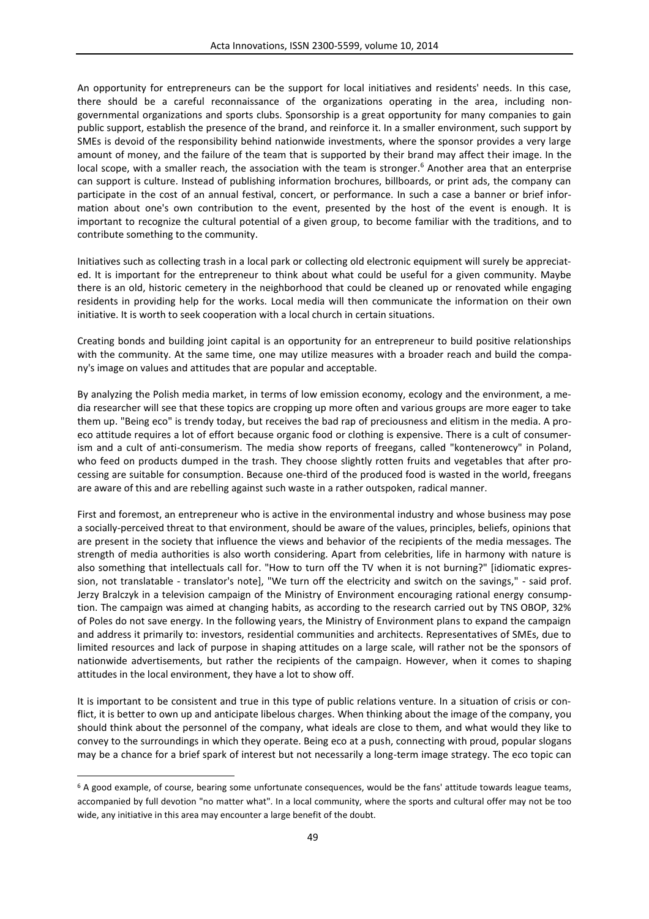An opportunity for entrepreneurs can be the support for local initiatives and residents' needs. In this case, there should be a careful reconnaissance of the organizations operating in the area, including non-governmental organizations and sports clubs. Sponsorship is a great opportunity for many companies to gain public support, establish the presence of the brand, and reinforce it. In a smaller environment, such support by SMEs is devoid of the responsibility behind nationwide investments, where the sponsor provides a very large amount of money, and the failure of the team that is supported by their brand may affect their image. In the local scope, with a smaller reach, the association with the team is stronger.[6] Another area that an enterprise can support is culture. Instead of publishing information brochures, billboards, or print ads, the company can participate in the cost of an annual festival, concert, or performance. In such a case a banner or brief information about one's own contribution to the event, presented by the host of the event is enough. It is important to recognize the cultural potential of a given group, to become familiar with the traditions, and to contribute something to the community.

Initiatives such as collecting trash in a local park or collecting old electronic equipment will surely be appreciated. It is important for the entrepreneur to think about what could be useful for a given community. Maybe there is an old, historic cemetery in the neighborhood that could be cleaned up or renovated while engaging residents in providing help for the works. Local media will then communicate the information on their own initiative. It is worth to seek cooperation with a local church in certain situations.

Creating bonds and building joint capital is an opportunity for an entrepreneur to build positive relationships with the community. At the same time, one may utilize measures with a broader reach and build the company's image on values and attitudes that are popular and acceptable.

By analyzing the Polish media market, in terms of low emission economy, ecology and the environment, a media researcher will see that these topics are cropping up more often and various groups are more eager to take them up. "Being eco" is trendy today, but receives the bad rap of preciousness and elitism in the media. A pro-eco attitude requires a lot of effort because organic food or clothing is expensive. There is a cult of consumerism and a cult of anti-consumerism. The media show reports of freegans, called "kontenerowcy" in Poland, who feed on products dumped in the trash. They choose slightly rotten fruits and vegetables that after processing are suitable for consumption. Because one-third of the produced food is wasted in the world, freegans are aware of this and are rebelling against such waste in a rather outspoken, radical manner.

First and foremost, an entrepreneur who is active in the environmental industry and whose business may pose a socially-perceived threat to that environment, should be aware of the values, principles, beliefs, opinions that are present in the society that influence the views and behavior of the recipients of the media messages. The strength of media authorities is also worth considering. Apart from celebrities, life in harmony with nature is also something that intellectuals call for. "How to turn off the TV when it is not burning?" [idiomatic expression, not translatable - translator's note], "We turn off the electricity and switch on the savings," - said prof. Jerzy Bralczyk in a television campaign of the Ministry of Environment encouraging rational energy consumption. The campaign was aimed at changing habits, as according to the research carried out by TNS OBOP, 32% of Poles do not save energy. In the following years, the Ministry of Environment plans to expand the campaign and address it primarily to: investors, residential communities and architects. Representatives of SMEs, due to limited resources and lack of purpose in shaping attitudes on a large scale, will rather not be the sponsors of nationwide advertisements, but rather the recipients of the campaign. However, when it comes to shaping attitudes in the local environment, they have a lot to show off.

It is important to be consistent and true in this type of public relations venture. In a situation of crisis or conflict, it is better to own up and anticipate libelous charges. When thinking about the image of the company, you should think about the personnel of the company, what ideals are close to them, and what would they like to convey to the surroundings in which they operate. Being eco at a push, connecting with proud, popular slogans may be a chance for a brief spark of interest but not necessarily a long-term image strategy. The eco topic can

[6] A good example, of course, bearing some unfortunate consequences, would be the fans' attitude towards league teams, accompanied by full devotion "no matter what". In a local community, where the sports and cultural offer may not be too wide, any initiative in this area may encounter a large benefit of the doubt.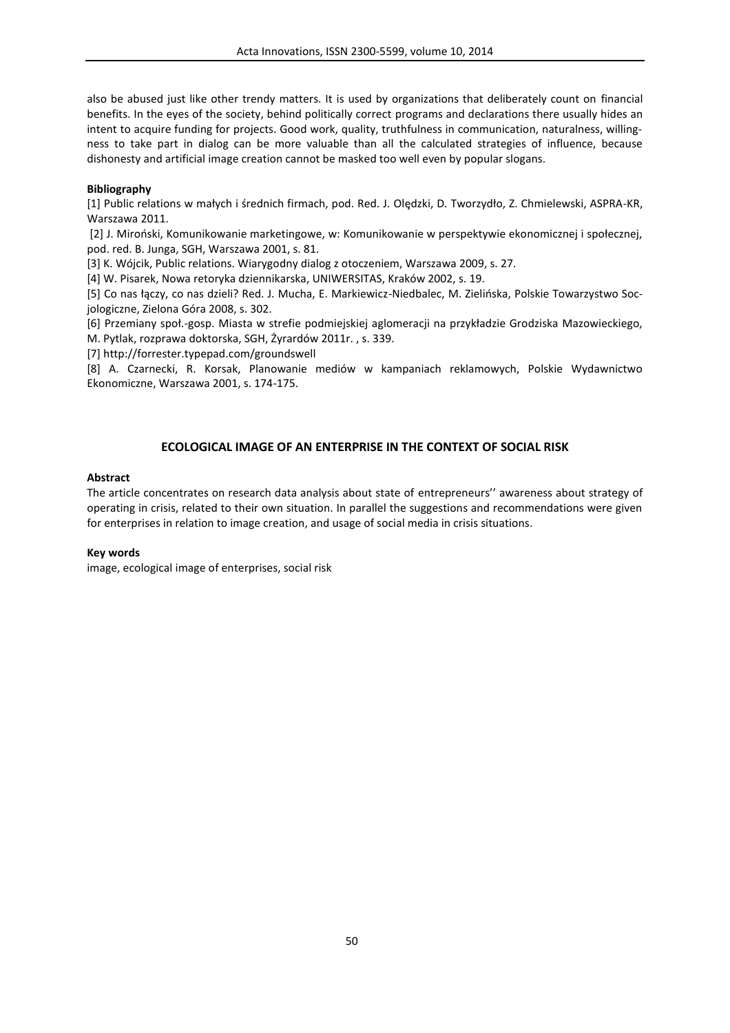also be abused just like other trendy matters. It is used by organizations that deliberately count on financial benefits. In the eyes of the society, behind politically correct programs and declarations there usually hides an intent to acquire funding for projects. Good work, quality, truthfulness in communication, naturalness, willingness to take part in dialog can be more valuable than all the calculated strategies of influence, because dishonesty and artificial image creation cannot be masked too well even by popular slogans.

**Bibliography**

[1] Public relations w małych i średnich firmach, pod. Red. J. Olędzki, D. Tworzydło, Z. Chmielewski, ASPRA-KR, Warszawa 2011.

[2] J. Miroński, Komunikowanie marketingowe, w: Komunikowanie w perspektywie ekonomicznej i społecznej, pod. red. B. Junga, SGH, Warszawa 2001, s. 81.

[3] K. Wójcik, Public relations. Wiarygodny dialog z otoczeniem, Warszawa 2009, s. 27.

[4] W. Pisarek, Nowa retoryka dziennikarska, UNIWERSITAS, Kraków 2002, s. 19.

[5] Co nas łączy, co nas dzieli? Red. J. Mucha, E. Markiewicz-Niedbalec, M. Zielińska, Polskie Towarzystwo Socjologiczne, Zielona Góra 2008, s. 302.

[6] Przemiany społ.-gosp. Miasta w strefie podmiejskiej aglomeracji na przykładzie Grodziska Mazowieckiego, M. Pytlak, rozprawa doktorska, SGH, Żyrardów 2011r. , s. 339.

[7] http://forrester.typepad.com/groundswell

[8] A. Czarnecki, R. Korsak, Planowanie mediów w kampaniach reklamowych, Polskie Wydawnictwo Ekonomiczne, Warszawa 2001, s. 174-175.

## ECOLOGICAL IMAGE OF AN ENTERPRISE IN THE CONTEXT OF SOCIAL RISK

**Abstract**

The article concentrates on research data analysis about state of entrepreneurs'' awareness about strategy of operating in crisis, related to their own situation. In parallel the suggestions and recommendations were given for enterprises in relation to image creation, and usage of social media in crisis situations.

**Key words**

image, ecological image of enterprises, social risk